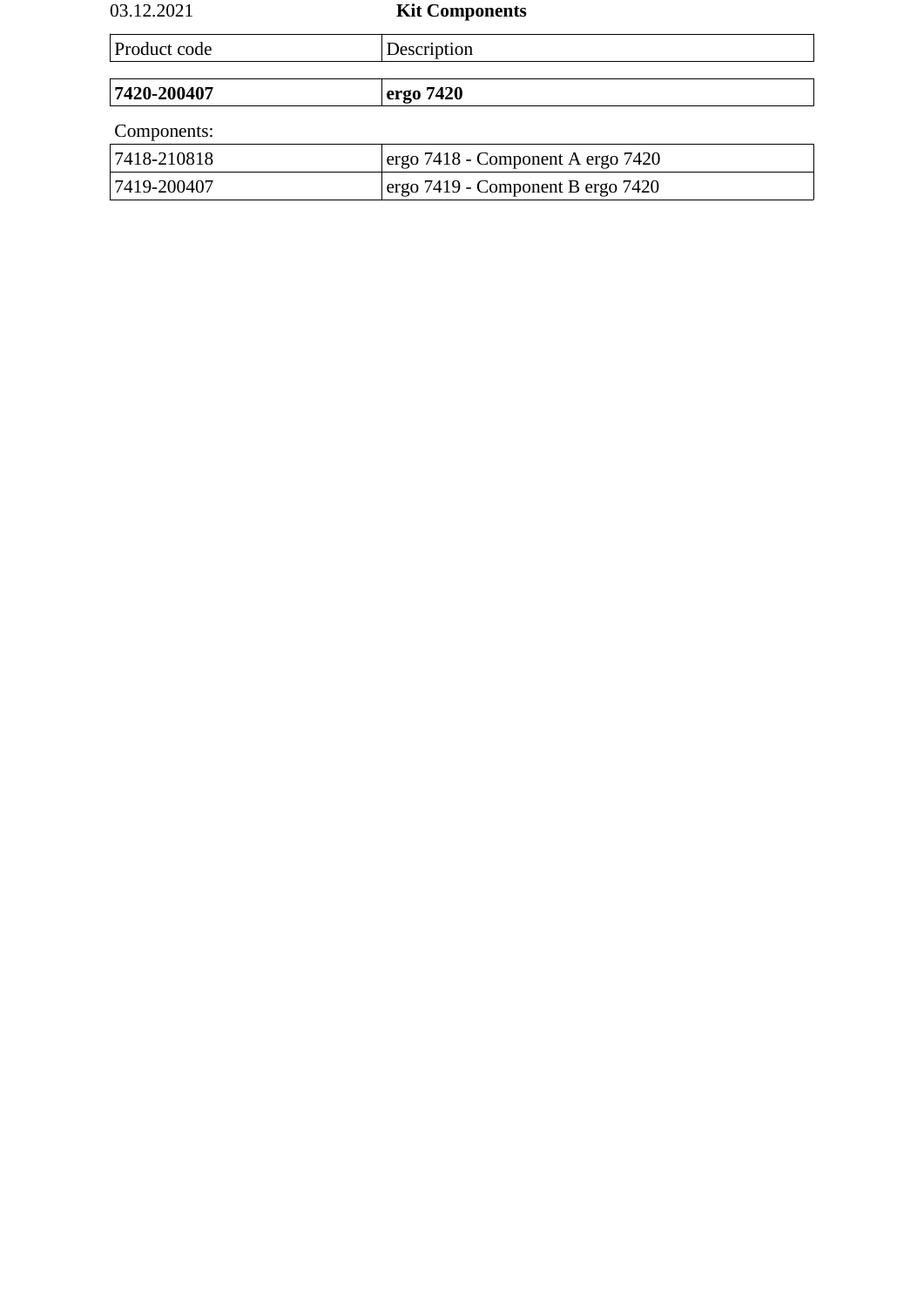03.12.2021

# Kit Components

| Product code | Description |
| --- | --- |
| **7420-200407** | **ergo 7420** |

Components:

| Product code | Description |
| --- | --- |
| 7418-210818 | ergo 7418 - Component A ergo 7420 |
| 7419-200407 | ergo 7419 - Component B ergo 7420 |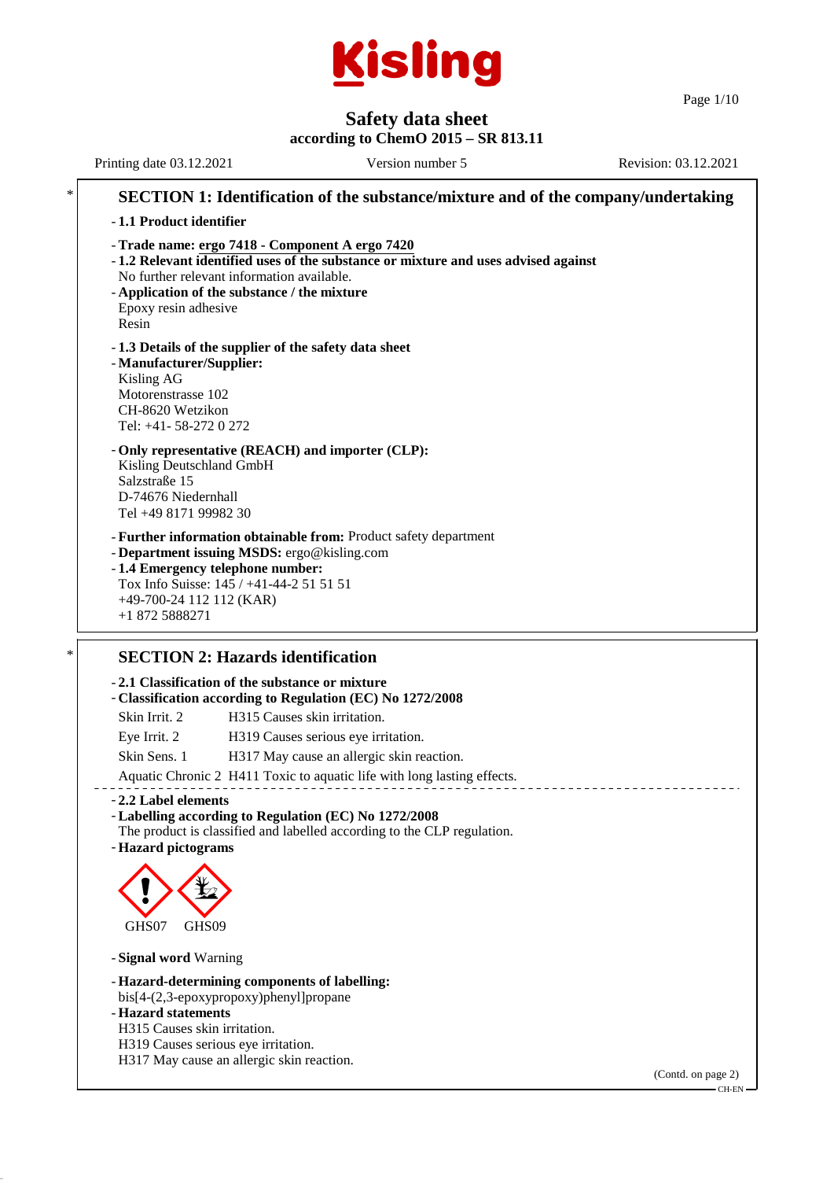# Safety data sheet

**according to ChemO 2015 – SR 813.11**

Printing date 03.12.2021 Version number 5 Revision: 03.12.2021

## SECTION 1: Identification of the substance/mixture and of the company/undertaking

- **1.1 Product identifier**
- **Trade name: ergo 7418 - Component A ergo 7420**
- **1.2 Relevant identified uses of the substance or mixture and uses advised against**
  No further relevant information available.
- **Application of the substance / the mixture**
  Epoxy resin adhesive
  Resin
- **1.3 Details of the supplier of the safety data sheet**
- **Manufacturer/Supplier:**
  Kisling AG
  Motorenstrasse 102
  CH-8620 Wetzikon
  Tel: +41- 58-272 0 272
- **Only representative (REACH) and importer (CLP):**
  Kisling Deutschland GmbH
  Salzstraße 15
  D-74676 Niedernhall
  Tel +49 8171 99982 30
- **Further information obtainable from:** Product safety department
- **Department issuing MSDS:** ergo@kisling.com
- **1.4 Emergency telephone number:**
  Tox Info Suisse: 145 / +41-44-2 51 51 51
  +49-700-24 112 112 (KAR)
  +1 872 5888271

## SECTION 2: Hazards identification

- **2.1 Classification of the substance or mixture**
- **Classification according to Regulation (EC) No 1272/2008**

| | |
|---|---|
| Skin Irrit. 2 | H315 Causes skin irritation. |
| Eye Irrit. 2 | H319 Causes serious eye irritation. |
| Skin Sens. 1 | H317 May cause an allergic skin reaction. |
| Aquatic Chronic 2 | H411 Toxic to aquatic life with long lasting effects. |

- **2.2 Label elements**
- **Labelling according to Regulation (EC) No 1272/2008**
  The product is classified and labelled according to the CLP regulation.
- **Hazard pictograms**

GHS07 GHS09

- **Signal word** Warning
- **Hazard-determining components of labelling:**
  bis[4-(2,3-epoxypropoxy)phenyl]propane
- **Hazard statements**
  H315 Causes skin irritation.
  H319 Causes serious eye irritation.
  H317 May cause an allergic skin reaction.

(Contd. on page 2)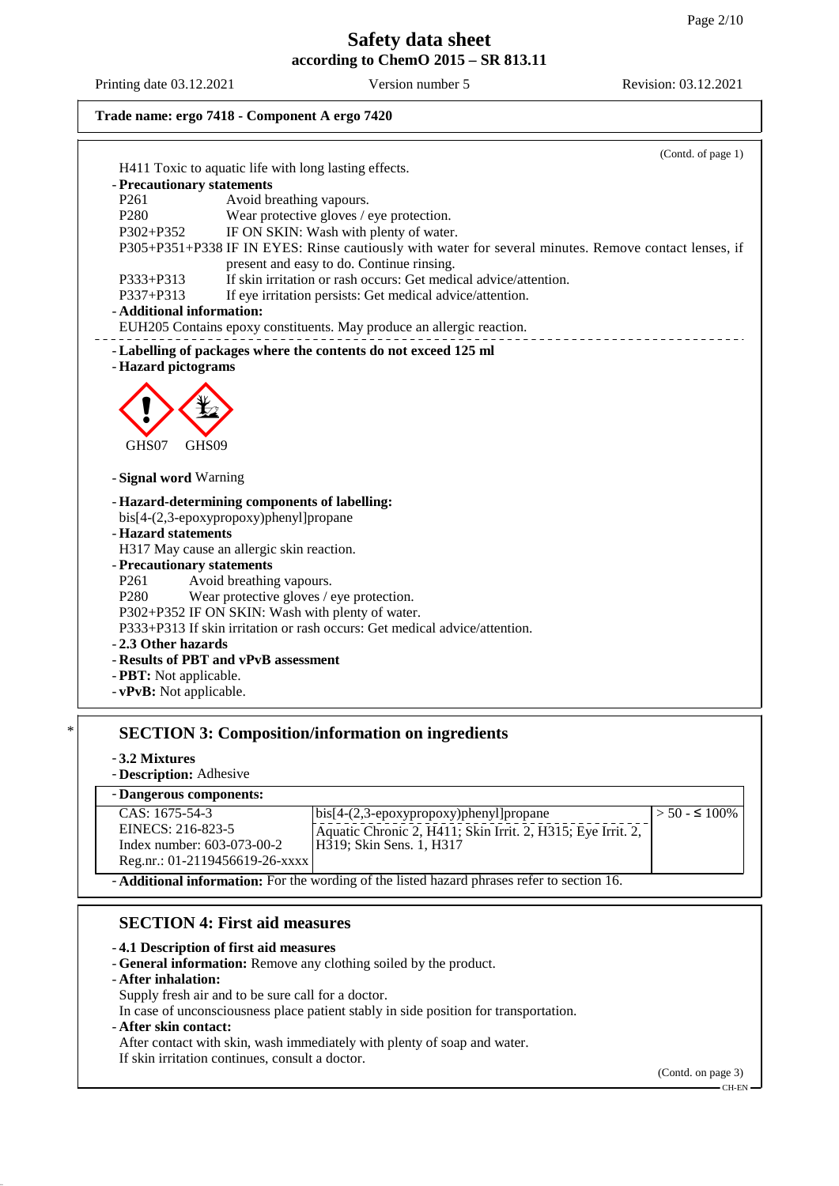**Trade name: ergo 7418 - Component A ergo 7420**

(Contd. of page 1)

H411 Toxic to aquatic life with long lasting effects.

- **Precautionary statements**

P261 Avoid breathing vapours.
P280 Wear protective gloves / eye protection.
P302+P352 IF ON SKIN: Wash with plenty of water.
P305+P351+P338 IF IN EYES: Rinse cautiously with water for several minutes. Remove contact lenses, if present and easy to do. Continue rinsing.
P333+P313 If skin irritation or rash occurs: Get medical advice/attention.
P337+P313 If eye irritation persists: Get medical advice/attention.

- **Additional information:**

EUH205 Contains epoxy constituents. May produce an allergic reaction.

- **Labelling of packages where the contents do not exceed 125 ml**
- **Hazard pictograms**

GHS07 GHS09

- **Signal word** Warning
- **Hazard-determining components of labelling:**

bis[4-(2,3-epoxypropoxy)phenyl]propane

- **Hazard statements**

H317 May cause an allergic skin reaction.

- **Precautionary statements**

P261 Avoid breathing vapours.
P280 Wear protective gloves / eye protection.
P302+P352 IF ON SKIN: Wash with plenty of water.
P333+P313 If skin irritation or rash occurs: Get medical advice/attention.

- **2.3 Other hazards**
- **Results of PBT and vPvB assessment**
- **PBT:** Not applicable.
- **vPvB:** Not applicable.

## * SECTION 3: Composition/information on ingredients

- **3.2 Mixtures**
- **Description:** Adhesive

- **Dangerous components:**

| | | |
|---|---|---|
| CAS: 1675-54-3<br>EINECS: 216-823-5<br>Index number: 603-073-00-2<br>Reg.nr.: 01-2119456619-26-xxxx | bis[4-(2,3-epoxypropoxy)phenyl]propane<br>Aquatic Chronic 2, H411; Skin Irrit. 2, H315; Eye Irrit. 2, H319; Skin Sens. 1, H317 | > 50 - ≤ 100% |

- **Additional information:** For the wording of the listed hazard phrases refer to section 16.

## SECTION 4: First aid measures

- **4.1 Description of first aid measures**
- **General information:** Remove any clothing soiled by the product.
- **After inhalation:**

Supply fresh air and to be sure call for a doctor.
In case of unconsciousness place patient stably in side position for transportation.

- **After skin contact:**

After contact with skin, wash immediately with plenty of soap and water.
If skin irritation continues, consult a doctor.

(Contd. on page 3)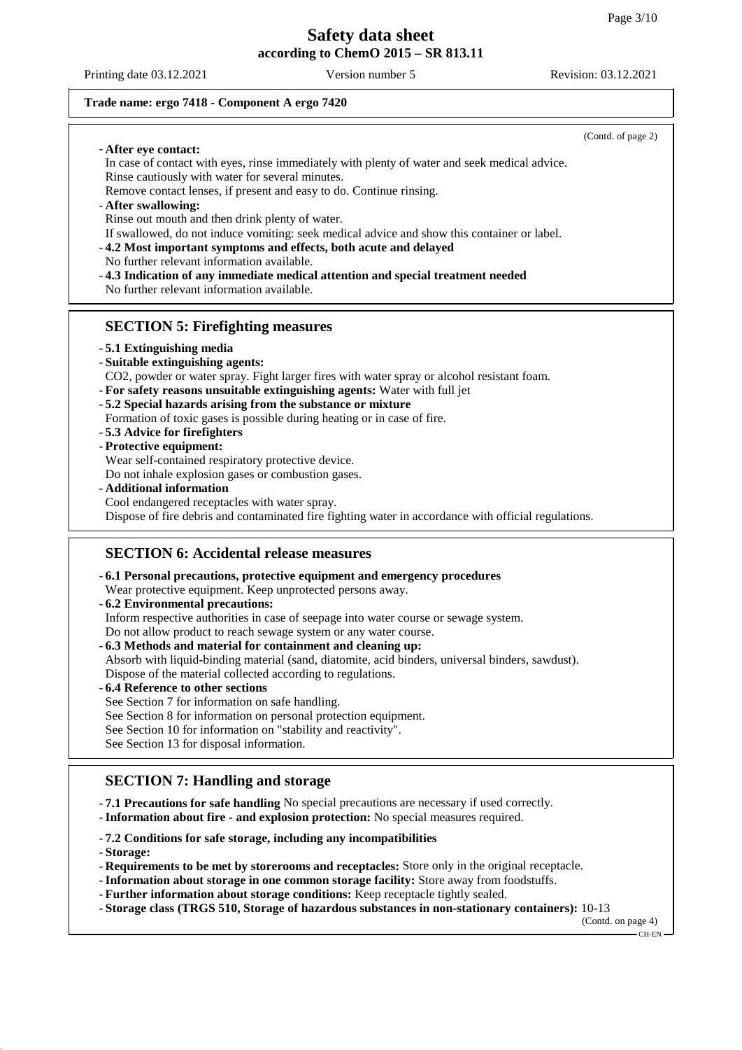**Trade name: ergo 7418 - Component A ergo 7420**

(Contd. of page 2)

- **After eye contact:**
  In case of contact with eyes, rinse immediately with plenty of water and seek medical advice.
  Rinse cautiously with water for several minutes.
  Remove contact lenses, if present and easy to do. Continue rinsing.
- **After swallowing:**
  Rinse out mouth and then drink plenty of water.
  If swallowed, do not induce vomiting: seek medical advice and show this container or label.
- **4.2 Most important symptoms and effects, both acute and delayed**
  No further relevant information available.
- **4.3 Indication of any immediate medical attention and special treatment needed**
  No further relevant information available.

## SECTION 5: Firefighting measures

- **5.1 Extinguishing media**
- **Suitable extinguishing agents:**
  $CO_2$, powder or water spray. Fight larger fires with water spray or alcohol resistant foam.
- **For safety reasons unsuitable extinguishing agents:** Water with full jet
- **5.2 Special hazards arising from the substance or mixture**
  Formation of toxic gases is possible during heating or in case of fire.
- **5.3 Advice for firefighters**
- **Protective equipment:**
  Wear self-contained respiratory protective device.
  Do not inhale explosion gases or combustion gases.
- **Additional information**
  Cool endangered receptacles with water spray.
  Dispose of fire debris and contaminated fire fighting water in accordance with official regulations.

## SECTION 6: Accidental release measures

- **6.1 Personal precautions, protective equipment and emergency procedures**
  Wear protective equipment. Keep unprotected persons away.
- **6.2 Environmental precautions:**
  Inform respective authorities in case of seepage into water course or sewage system.
  Do not allow product to reach sewage system or any water course.
- **6.3 Methods and material for containment and cleaning up:**
  Absorb with liquid-binding material (sand, diatomite, acid binders, universal binders, sawdust).
  Dispose of the material collected according to regulations.
- **6.4 Reference to other sections**
  See Section 7 for information on safe handling.
  See Section 8 for information on personal protection equipment.
  See Section 10 for information on "stability and reactivity".
  See Section 13 for disposal information.

## SECTION 7: Handling and storage

- **7.1 Precautions for safe handling** No special precautions are necessary if used correctly.
- **Information about fire - and explosion protection:** No special measures required.

- **7.2 Conditions for safe storage, including any incompatibilities**
- **Storage:**
- **Requirements to be met by storerooms and receptacles:** Store only in the original receptacle.
- **Information about storage in one common storage facility:** Store away from foodstuffs.
- **Further information about storage conditions:** Keep receptacle tightly sealed.
- **Storage class (TRGS 510, Storage of hazardous substances in non-stationary containers):** 10-13

(Contd. on page 4)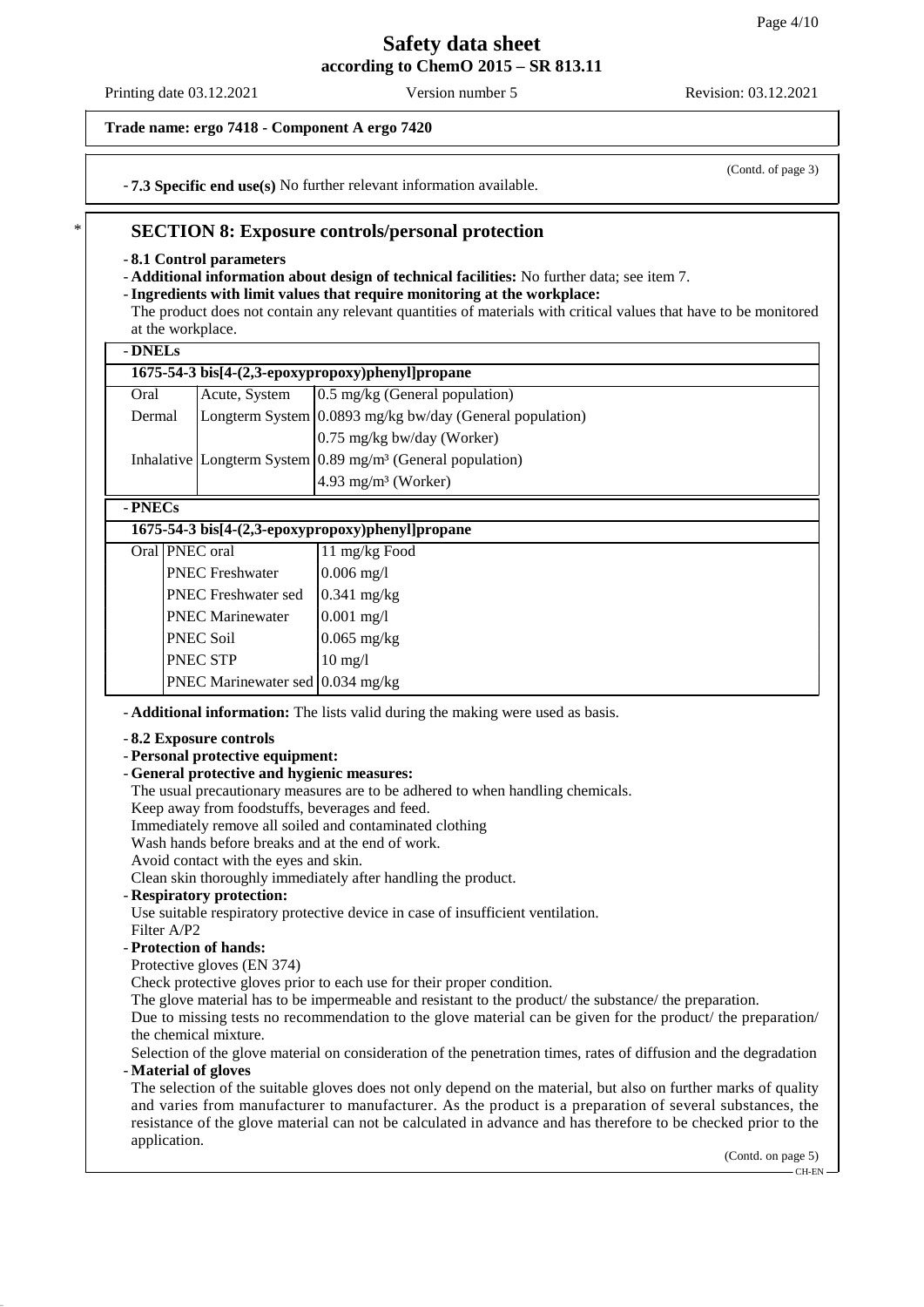**Trade name: ergo 7418 - Component A ergo 7420**

(Contd. of page 3)

- **7.3 Specific end use(s)** No further relevant information available.

\* 

## SECTION 8: Exposure controls/personal protection

- **8.1 Control parameters**
- **Additional information about design of technical facilities:** No further data; see item 7.
- **Ingredients with limit values that require monitoring at the workplace:**

The product does not contain any relevant quantities of materials with critical values that have to be monitored at the workplace.

- **DNELs**

| 1675-54-3 bis[4-(2,3-epoxypropoxy)phenyl]propane | | |
|---|---|---|
| Oral | Acute, System | 0.5 mg/kg (General population) |
| Dermal | Longterm System | 0.0893 mg/kg bw/day (General population) |
| | | 0.75 mg/kg bw/day (Worker) |
| Inhalative | Longterm System | 0.89 mg/m³ (General population) |
| | | 4.93 mg/m³ (Worker) |

- **PNECs**

| 1675-54-3 bis[4-(2,3-epoxypropoxy)phenyl]propane | | |
|---|---|---|
| Oral | PNEC oral | 11 mg/kg Food |
| | PNEC Freshwater | 0.006 mg/l |
| | PNEC Freshwater sed | 0.341 mg/kg |
| | PNEC Marinewater | 0.001 mg/l |
| | PNEC Soil | 0.065 mg/kg |
| | PNEC STP | 10 mg/l |
| | PNEC Marinewater sed | 0.034 mg/kg |

- **Additional information:** The lists valid during the making were used as basis.

- **8.2 Exposure controls**
- **Personal protective equipment:**
- **General protective and hygienic measures:**

The usual precautionary measures are to be adhered to when handling chemicals.
Keep away from foodstuffs, beverages and feed.
Immediately remove all soiled and contaminated clothing
Wash hands before breaks and at the end of work.
Avoid contact with the eyes and skin.
Clean skin thoroughly immediately after handling the product.

- **Respiratory protection:**

Use suitable respiratory protective device in case of insufficient ventilation.
Filter A/P2

- **Protection of hands:**

Protective gloves (EN 374)
Check protective gloves prior to each use for their proper condition.
The glove material has to be impermeable and resistant to the product/ the substance/ the preparation.
Due to missing tests no recommendation to the glove material can be given for the product/ the preparation/ the chemical mixture.
Selection of the glove material on consideration of the penetration times, rates of diffusion and the degradation

- **Material of gloves**

The selection of the suitable gloves does not only depend on the material, but also on further marks of quality and varies from manufacturer to manufacturer. As the product is a preparation of several substances, the resistance of the glove material can not be calculated in advance and has therefore to be checked prior to the application.

(Contd. on page 5)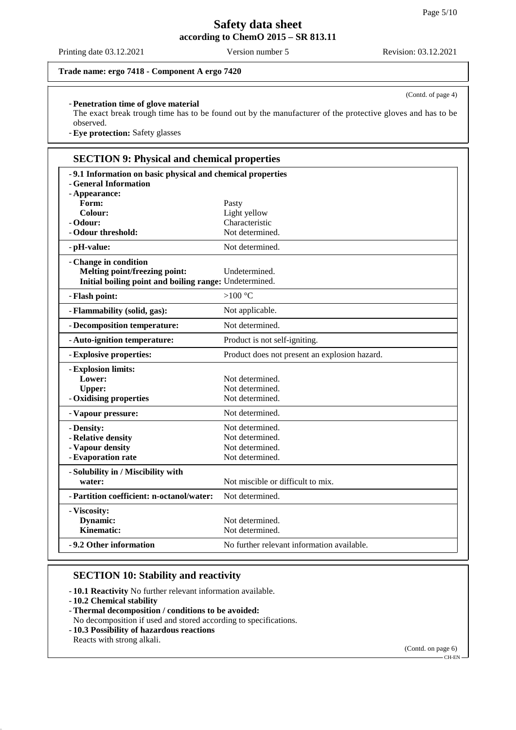**Trade name: ergo 7418 - Component A ergo 7420**

(Contd. of page 4)

- **Penetration time of glove material**
  The exact break trough time has to be found out by the manufacturer of the protective gloves and has to be observed.
- **Eye protection:** Safety glasses

## SECTION 9: Physical and chemical properties

| | |
|---|---|
| - **9.1 Information on basic physical and chemical properties** | |
| - **General Information** | |
| - **Appearance:** | |
| **Form:** | Pasty |
| **Colour:** | Light yellow |
| - **Odour:** | Characteristic |
| - **Odour threshold:** | Not determined. |
| - **pH-value:** | Not determined. |
| - **Change in condition** | |
| **Melting point/freezing point:** | Undetermined. |
| **Initial boiling point and boiling range:** | Undetermined. |
| - **Flash point:** | >100 °C |
| - **Flammability (solid, gas):** | Not applicable. |
| - **Decomposition temperature:** | Not determined. |
| - **Auto-ignition temperature:** | Product is not self-igniting. |
| - **Explosive properties:** | Product does not present an explosion hazard. |
| - **Explosion limits:** | |
| **Lower:** | Not determined. |
| **Upper:** | Not determined. |
| - **Oxidising properties** | Not determined. |
| - **Vapour pressure:** | Not determined. |
| - **Density:** | Not determined. |
| - **Relative density** | Not determined. |
| - **Vapour density** | Not determined. |
| - **Evaporation rate** | Not determined. |
| - **Solubility in / Miscibility with water:** | Not miscible or difficult to mix. |
| - **Partition coefficient: n-octanol/water:** | Not determined. |
| - **Viscosity:** | |
| **Dynamic:** | Not determined. |
| **Kinematic:** | Not determined. |
| - **9.2 Other information** | No further relevant information available. |

## SECTION 10: Stability and reactivity

- **10.1 Reactivity** No further relevant information available.
- **10.2 Chemical stability**
- **Thermal decomposition / conditions to be avoided:**
  No decomposition if used and stored according to specifications.
- **10.3 Possibility of hazardous reactions**
  Reacts with strong alkali.

(Contd. on page 6)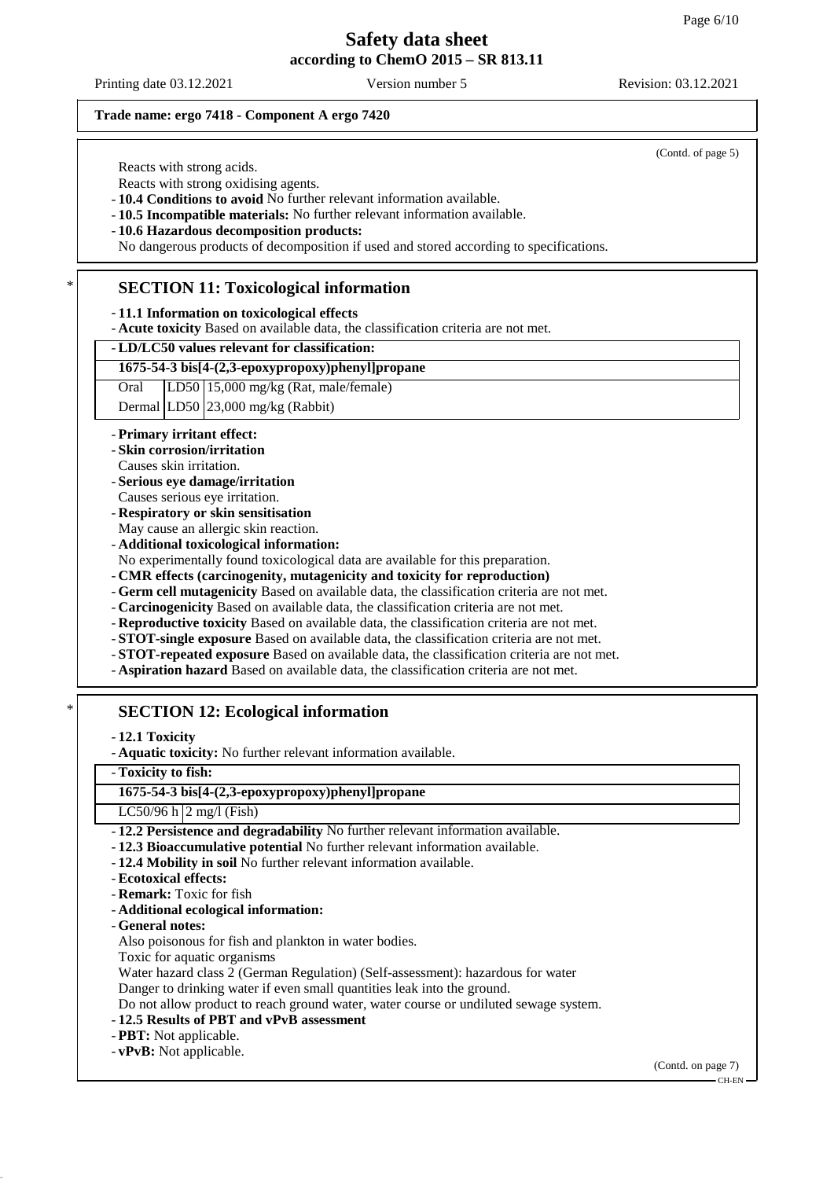(Contd. of page 5)

Reacts with strong acids.
Reacts with strong oxidising agents.

- **10.4 Conditions to avoid** No further relevant information available.
- **10.5 Incompatible materials:** No further relevant information available.
- **10.6 Hazardous decomposition products:**
  No dangerous products of decomposition if used and stored according to specifications.

## * SECTION 11: Toxicological information

- **11.1 Information on toxicological effects**
- **Acute toxicity** Based on available data, the classification criteria are not met.

| - LD/LC50 values relevant for classification: | | |
|---|---|---|
| **1675-54-3 bis[4-(2,3-epoxypropoxy)phenyl]propane** | | |
| Oral | LD50 | 15,000 mg/kg (Rat, male/female) |
| Dermal | LD50 | 23,000 mg/kg (Rabbit) |

- **Primary irritant effect:**
- **Skin corrosion/irritation**
  Causes skin irritation.
- **Serious eye damage/irritation**
  Causes serious eye irritation.
- **Respiratory or skin sensitisation**
  May cause an allergic skin reaction.
- **Additional toxicological information:**
  No experimentally found toxicological data are available for this preparation.
- **CMR effects (carcinogenity, mutagenicity and toxicity for reproduction)**
- **Germ cell mutagenicity** Based on available data, the classification criteria are not met.
- **Carcinogenicity** Based on available data, the classification criteria are not met.
- **Reproductive toxicity** Based on available data, the classification criteria are not met.
- **STOT-single exposure** Based on available data, the classification criteria are not met.
- **STOT-repeated exposure** Based on available data, the classification criteria are not met.
- **Aspiration hazard** Based on available data, the classification criteria are not met.

## * SECTION 12: Ecological information

- **12.1 Toxicity**
- **Aquatic toxicity:** No further relevant information available.

| - Toxicity to fish: | |
|---|---|
| **1675-54-3 bis[4-(2,3-epoxypropoxy)phenyl]propane** | |
| LC50/96 h | 2 mg/l (Fish) |

- **12.2 Persistence and degradability** No further relevant information available.
- **12.3 Bioaccumulative potential** No further relevant information available.
- **12.4 Mobility in soil** No further relevant information available.
- **Ecotoxical effects:**
- **Remark:** Toxic for fish
- **Additional ecological information:**
- **General notes:**
  Also poisonous for fish and plankton in water bodies.
  Toxic for aquatic organisms
  Water hazard class 2 (German Regulation) (Self-assessment): hazardous for water
  Danger to drinking water if even small quantities leak into the ground.
  Do not allow product to reach ground water, water course or undiluted sewage system.
- **12.5 Results of PBT and vPvB assessment**
- **PBT:** Not applicable.
- **vPvB:** Not applicable.

(Contd. on page 7)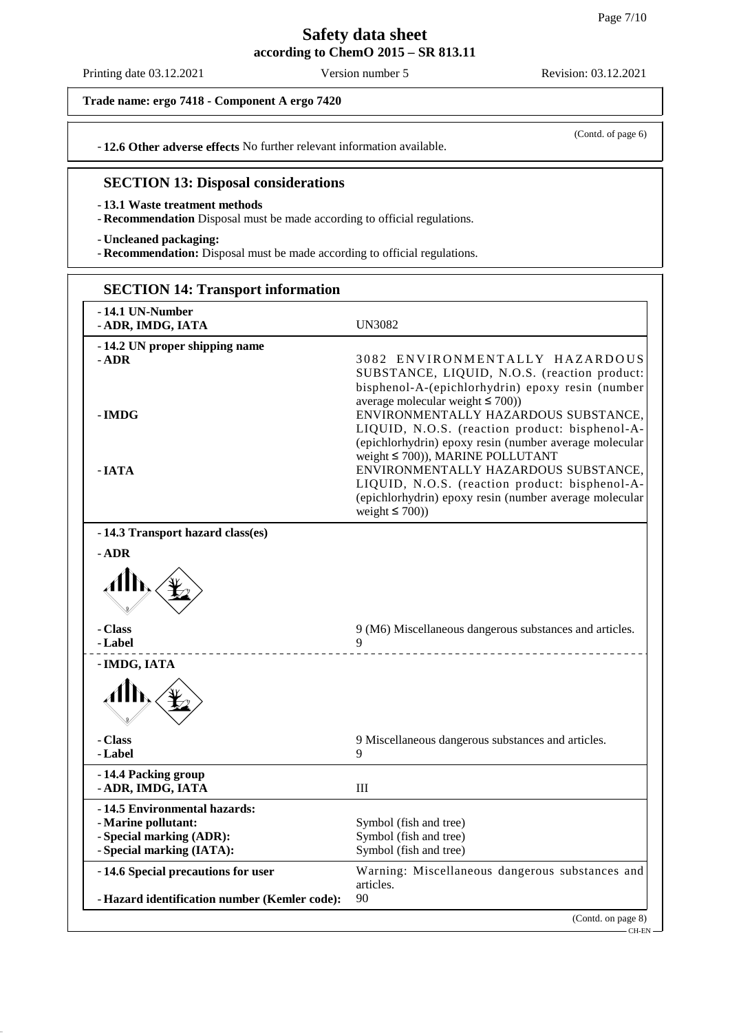(Contd. of page 6)

- **12.6 Other adverse effects** No further relevant information available.

## SECTION 13: Disposal considerations

- **13.1 Waste treatment methods**
- **Recommendation** Disposal must be made according to official regulations.

- **Uncleaned packaging:**
- **Recommendation:** Disposal must be made according to official regulations.

## SECTION 14: Transport information

| | |
|---|---|
| **- 14.1 UN-Number** | |
| **- ADR, IMDG, IATA** | UN3082 |
| **- 14.2 UN proper shipping name** | |
| **- ADR** | 3082 ENVIRONMENTALLY HAZARDOUS SUBSTANCE, LIQUID, N.O.S. (reaction product: bisphenol-A-(epichlorhydrin) epoxy resin (number average molecular weight ≤ 700)) |
| **- IMDG** | ENVIRONMENTALLY HAZARDOUS SUBSTANCE, LIQUID, N.O.S. (reaction product: bisphenol-A-(epichlorhydrin) epoxy resin (number average molecular weight ≤ 700)), MARINE POLLUTANT |
| **- IATA** | ENVIRONMENTALLY HAZARDOUS SUBSTANCE, LIQUID, N.O.S. (reaction product: bisphenol-A-(epichlorhydrin) epoxy resin (number average molecular weight ≤ 700)) |
| **- 14.3 Transport hazard class(es)** | |
| **- ADR** | |
| **- Class** | 9 (M6) Miscellaneous dangerous substances and articles. |
| **- Label** | 9 |
| **- IMDG, IATA** | |
| **- Class** | 9 Miscellaneous dangerous substances and articles. |
| **- Label** | 9 |
| **- 14.4 Packing group** | |
| **- ADR, IMDG, IATA** | III |
| **- 14.5 Environmental hazards:** | |
| **- Marine pollutant:** | Symbol (fish and tree) |
| **- Special marking (ADR):** | Symbol (fish and tree) |
| **- Special marking (IATA):** | Symbol (fish and tree) |
| **- 14.6 Special precautions for user** | Warning: Miscellaneous dangerous substances and articles. |
| **- Hazard identification number (Kemler code):** | 90 |

(Contd. on page 8)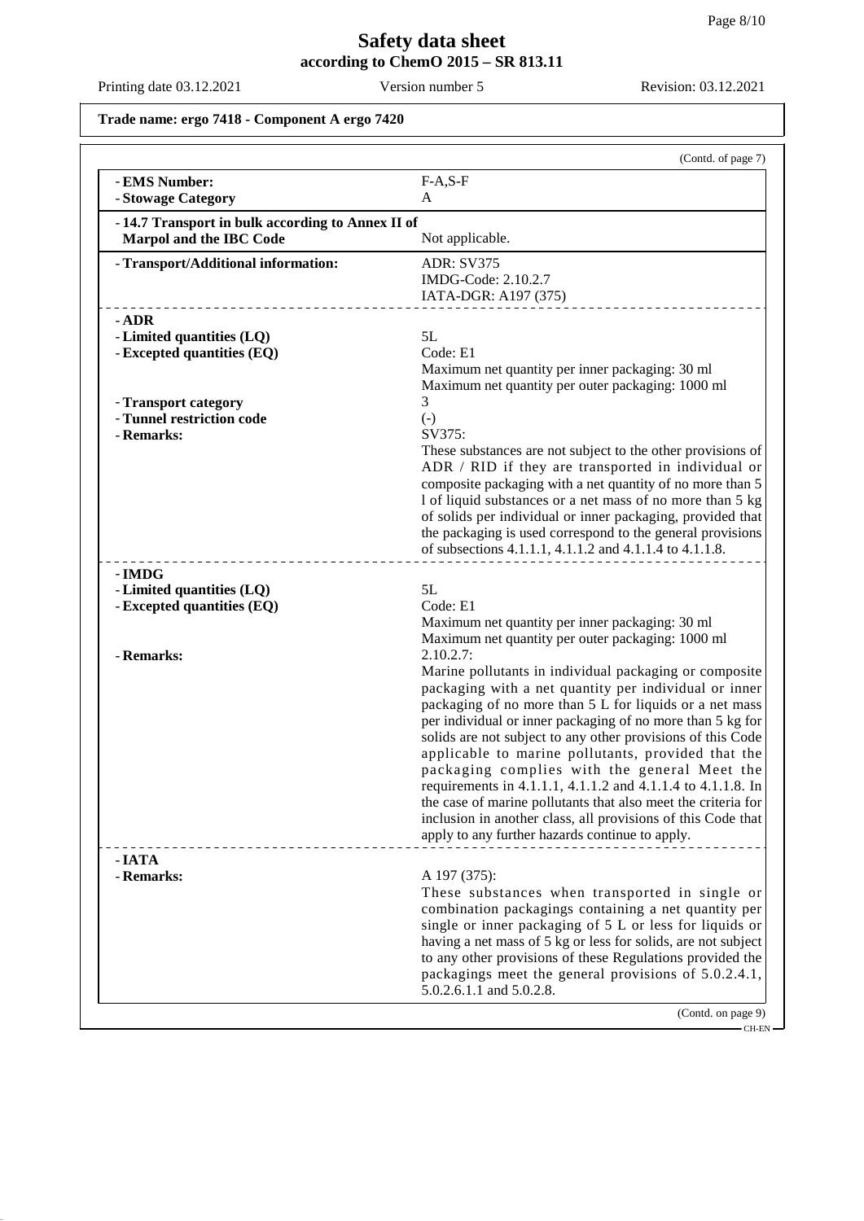**Trade name: ergo 7418 - Component A ergo 7420**

(Contd. of page 7)

| | |
|---|---|
| **- EMS Number:** | F-A,S-F |
| **- Stowage Category** | A |
| **- 14.7 Transport in bulk according to Annex II of Marpol and the IBC Code** | Not applicable. |
| **- Transport/Additional information:** | ADR: SV375<br>IMDG-Code: 2.10.2.7<br>IATA-DGR: A197 (375) |
| **- ADR** | |
| **- Limited quantities (LQ)** | 5L |
| **- Excepted quantities (EQ)** | Code: E1<br>Maximum net quantity per inner packaging: 30 ml<br>Maximum net quantity per outer packaging: 1000 ml |
| **- Transport category** | 3 |
| **- Tunnel restriction code** | (-) |
| **- Remarks:** | SV375:<br>These substances are not subject to the other provisions of ADR / RID if they are transported in individual or composite packaging with a net quantity of no more than 5 l of liquid substances or a net mass of no more than 5 kg of solids per individual or inner packaging, provided that the packaging is used correspond to the general provisions of subsections 4.1.1.1, 4.1.1.2 and 4.1.1.4 to 4.1.1.8. |
| **- IMDG** | |
| **- Limited quantities (LQ)** | 5L |
| **- Excepted quantities (EQ)** | Code: E1<br>Maximum net quantity per inner packaging: 30 ml<br>Maximum net quantity per outer packaging: 1000 ml |
| **- Remarks:** | 2.10.2.7:<br>Marine pollutants in individual packaging or composite packaging with a net quantity per individual or inner packaging of no more than 5 L for liquids or a net mass per individual or inner packaging of no more than 5 kg for solids are not subject to any other provisions of this Code applicable to marine pollutants, provided that the packaging complies with the general Meet the requirements in 4.1.1.1, 4.1.1.2 and 4.1.1.4 to 4.1.1.8. In the case of marine pollutants that also meet the criteria for inclusion in another class, all provisions of this Code that apply to any further hazards continue to apply. |
| **- IATA** | |
| **- Remarks:** | A 197 (375):<br>These substances when transported in single or combination packagings containing a net quantity per single or inner packaging of 5 L or less for liquids or having a net mass of 5 kg or less for solids, are not subject to any other provisions of these Regulations provided the packagings meet the general provisions of 5.0.2.4.1, 5.0.2.6.1.1 and 5.0.2.8. |

(Contd. on page 9)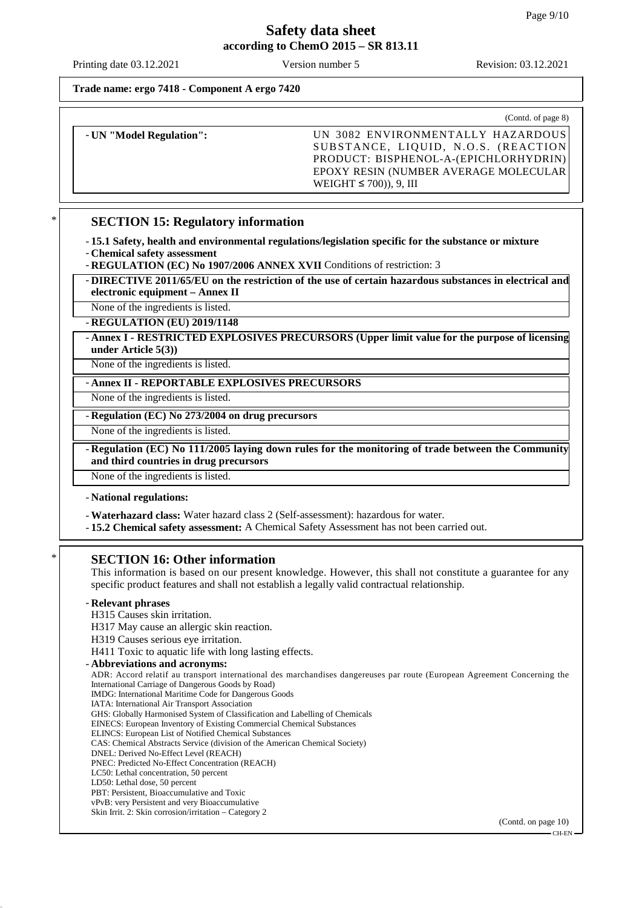(Contd. of page 8)

| - UN "Model Regulation": | UN 3082 ENVIRONMENTALLY HAZARDOUS SUBSTANCE, LIQUID, N.O.S. (REACTION PRODUCT: BISPHENOL-A-(EPICHLORHYDRIN) EPOXY RESIN (NUMBER AVERAGE MOLECULAR WEIGHT ≤ 700)), 9, III |
|---|---|

## SECTION 15: Regulatory information

- **15.1 Safety, health and environmental regulations/legislation specific for the substance or mixture**
- **Chemical safety assessment**
- **REGULATION (EC) No 1907/2006 ANNEX XVII** Conditions of restriction: 3

- **DIRECTIVE 2011/65/EU on the restriction of the use of certain hazardous substances in electrical and electronic equipment – Annex II**

None of the ingredients is listed.

- **REGULATION (EU) 2019/1148**

- **Annex I - RESTRICTED EXPLOSIVES PRECURSORS (Upper limit value for the purpose of licensing under Article 5(3))**

None of the ingredients is listed.

- **Annex II - REPORTABLE EXPLOSIVES PRECURSORS**

None of the ingredients is listed.

- **Regulation (EC) No 273/2004 on drug precursors**

None of the ingredients is listed.

- **Regulation (EC) No 111/2005 laying down rules for the monitoring of trade between the Community and third countries in drug precursors**

None of the ingredients is listed.

- **National regulations:**
- **Waterhazard class:** Water hazard class 2 (Self-assessment): hazardous for water.
- **15.2 Chemical safety assessment:** A Chemical Safety Assessment has not been carried out.

## SECTION 16: Other information

This information is based on our present knowledge. However, this shall not constitute a guarantee for any specific product features and shall not establish a legally valid contractual relationship.

- **Relevant phrases**

H315 Causes skin irritation.
H317 May cause an allergic skin reaction.
H319 Causes serious eye irritation.
H411 Toxic to aquatic life with long lasting effects.

- **Abbreviations and acronyms:**

ADR: Accord relatif au transport international des marchandises dangereuses par route (European Agreement Concerning the International Carriage of Dangerous Goods by Road)
IMDG: International Maritime Code for Dangerous Goods
IATA: International Air Transport Association
GHS: Globally Harmonised System of Classification and Labelling of Chemicals
EINECS: European Inventory of Existing Commercial Chemical Substances
ELINCS: European List of Notified Chemical Substances
CAS: Chemical Abstracts Service (division of the American Chemical Society)
DNEL: Derived No-Effect Level (REACH)
PNEC: Predicted No-Effect Concentration (REACH)
LC50: Lethal concentration, 50 percent
LD50: Lethal dose, 50 percent
PBT: Persistent, Bioaccumulative and Toxic
vPvB: very Persistent and very Bioaccumulative
Skin Irrit. 2: Skin corrosion/irritation – Category 2

(Contd. on page 10)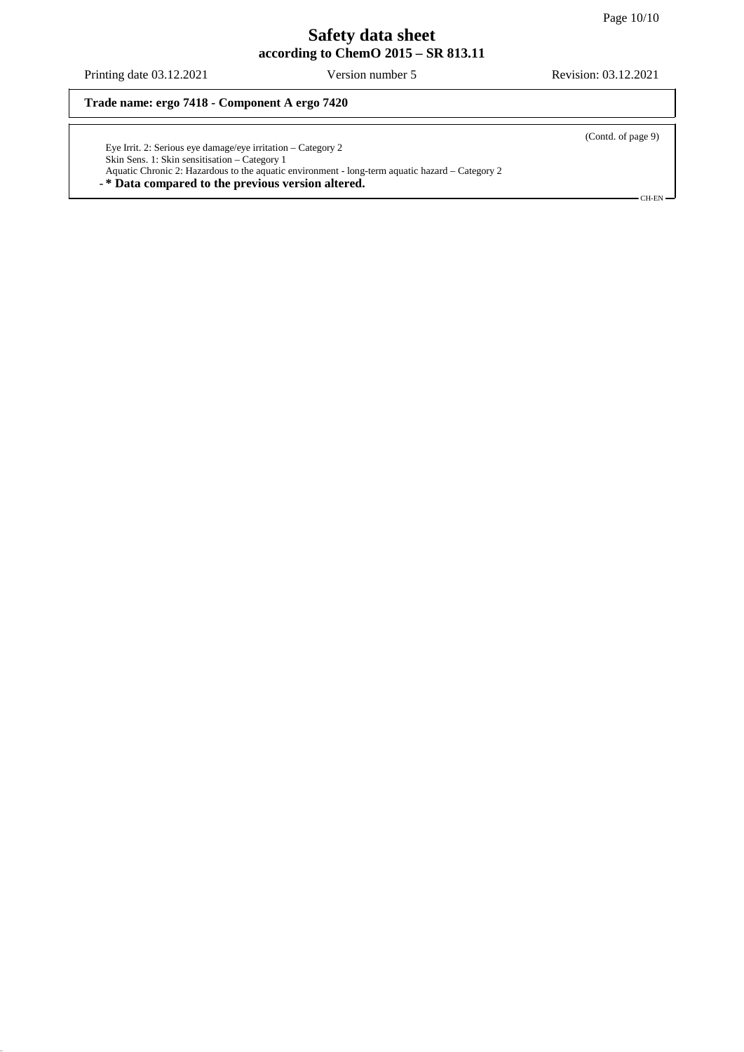(Contd. of page 9)

Eye Irrit. 2: Serious eye damage/eye irritation – Category 2
Skin Sens. 1: Skin sensitisation – Category 1
Aquatic Chronic 2: Hazardous to the aquatic environment - long-term aquatic hazard – Category 2

- **\* Data compared to the previous version altered.**

CH-EN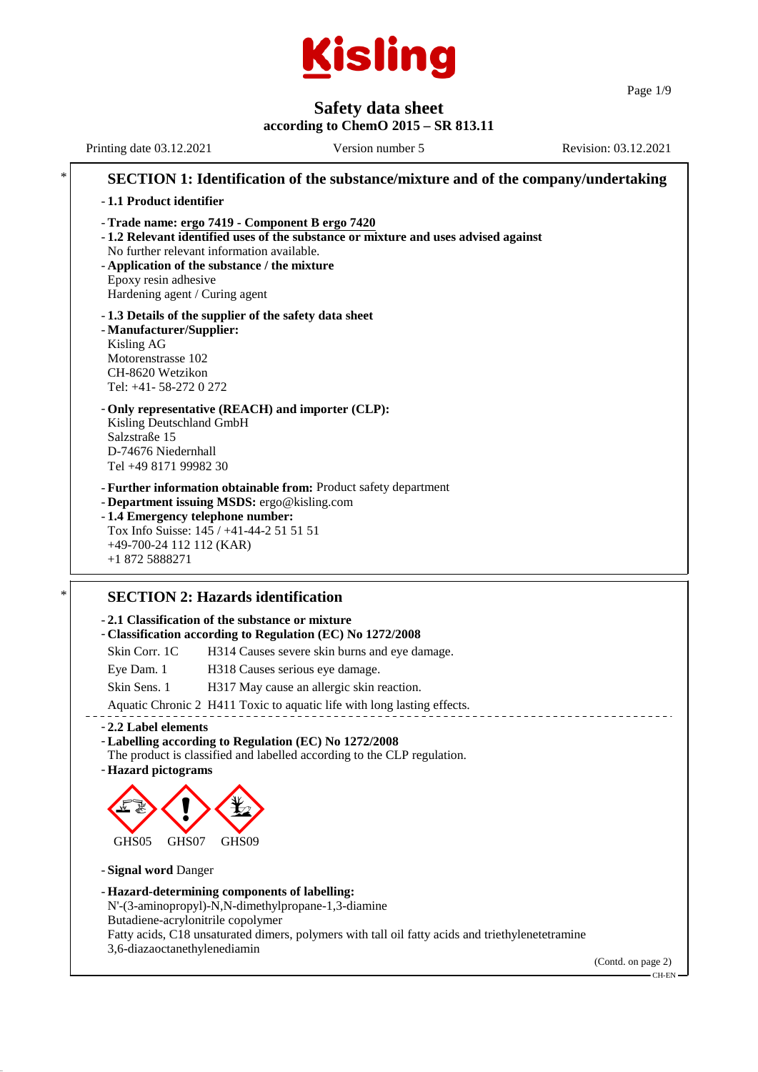# Safety data sheet
**according to ChemO 2015 – SR 813.11**

Printing date 03.12.2021 Version number 5 Revision: 03.12.2021

## SECTION 1: Identification of the substance/mixture and of the company/undertaking

- **1.1 Product identifier**
- **Trade name: ergo 7419 - Component B ergo 7420**
- **1.2 Relevant identified uses of the substance or mixture and uses advised against**
  No further relevant information available.
- **Application of the substance / the mixture**
  Epoxy resin adhesive
  Hardening agent / Curing agent
- **1.3 Details of the supplier of the safety data sheet**
- **Manufacturer/Supplier:**
  Kisling AG
  Motorenstrasse 102
  CH-8620 Wetzikon
  Tel: +41- 58-272 0 272
- **Only representative (REACH) and importer (CLP):**
  Kisling Deutschland GmbH
  Salzstraße 15
  D-74676 Niedernhall
  Tel +49 8171 99982 30
- **Further information obtainable from:** Product safety department
- **Department issuing MSDS:** ergo@kisling.com
- **1.4 Emergency telephone number:**
  Tox Info Suisse: 145 / +41-44-2 51 51 51
  +49-700-24 112 112 (KAR)
  +1 872 5888271

## SECTION 2: Hazards identification

- **2.1 Classification of the substance or mixture**
- **Classification according to Regulation (EC) No 1272/2008**

| | |
|---|---|
| Skin Corr. 1C | H314 Causes severe skin burns and eye damage. |
| Eye Dam. 1 | H318 Causes serious eye damage. |
| Skin Sens. 1 | H317 May cause an allergic skin reaction. |
| Aquatic Chronic 2 | H411 Toxic to aquatic life with long lasting effects. |

- **2.2 Label elements**
- **Labelling according to Regulation (EC) No 1272/2008**
  The product is classified and labelled according to the CLP regulation.
- **Hazard pictograms**

GHS05 GHS07 GHS09

- **Signal word** Danger
- **Hazard-determining components of labelling:**
  N'-(3-aminopropyl)-N,N-dimethylpropane-1,3-diamine
  Butadiene-acrylonitrile copolymer
  Fatty acids, C18 unsaturated dimers, polymers with tall oil fatty acids and triethylenetetramine
  3,6-diazaoctanethylenediamin

(Contd. on page 2)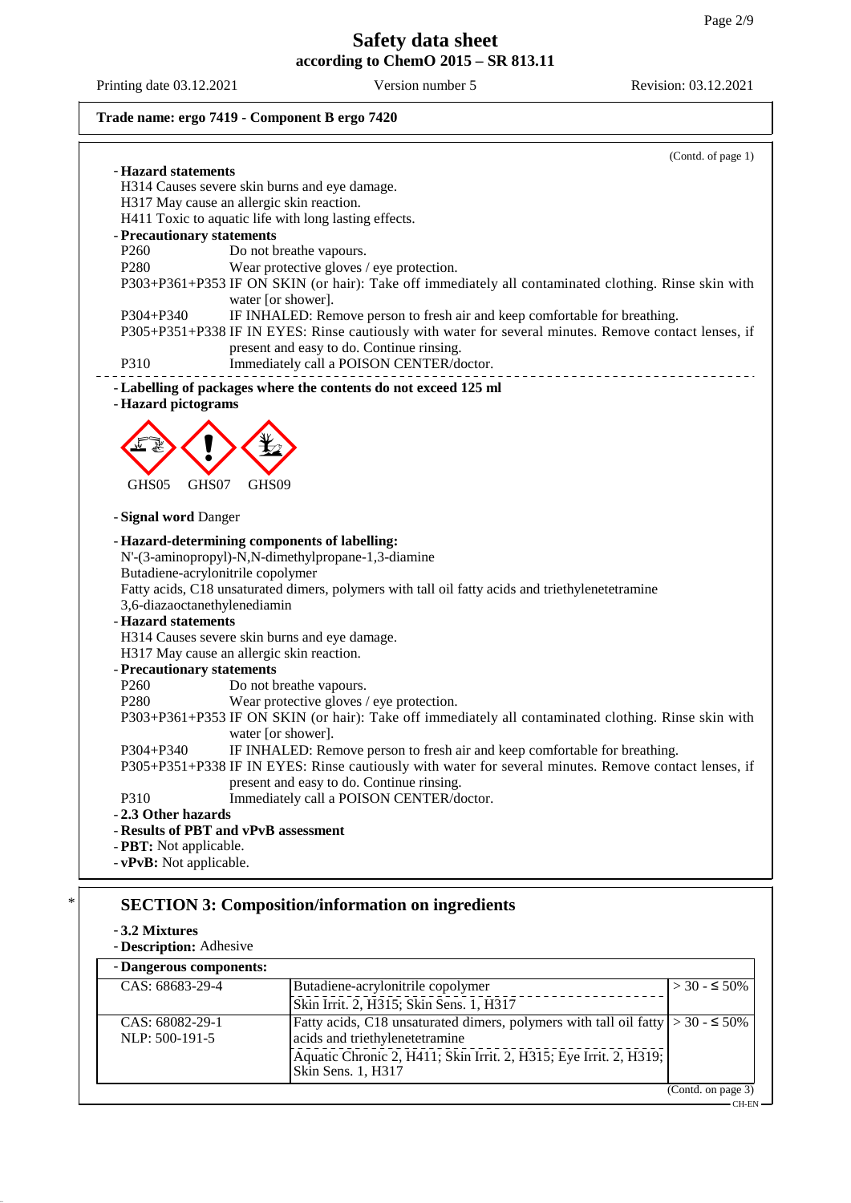(Contd. of page 1)

- **Hazard statements**
  H314 Causes severe skin burns and eye damage.
  H317 May cause an allergic skin reaction.
  H411 Toxic to aquatic life with long lasting effects.
- **Precautionary statements**
  P260 Do not breathe vapours.
  P280 Wear protective gloves / eye protection.
  P303+P361+P353 IF ON SKIN (or hair): Take off immediately all contaminated clothing. Rinse skin with water [or shower].
  P304+P340 IF INHALED: Remove person to fresh air and keep comfortable for breathing.
  P305+P351+P338 IF IN EYES: Rinse cautiously with water for several minutes. Remove contact lenses, if present and easy to do. Continue rinsing.
  P310 Immediately call a POISON CENTER/doctor.

- **Labelling of packages where the contents do not exceed 125 ml**
- **Hazard pictograms**

GHS05 GHS07 GHS09

- **Signal word** Danger
- **Hazard-determining components of labelling:**
  N'-(3-aminopropyl)-N,N-dimethylpropane-1,3-diamine
  Butadiene-acrylonitrile copolymer
  Fatty acids, C18 unsaturated dimers, polymers with tall oil fatty acids and triethylenetetramine
  3,6-diazaoctanethylenediamin
- **Hazard statements**
  H314 Causes severe skin burns and eye damage.
  H317 May cause an allergic skin reaction.
- **Precautionary statements**
  P260 Do not breathe vapours.
  P280 Wear protective gloves / eye protection.
  P303+P361+P353 IF ON SKIN (or hair): Take off immediately all contaminated clothing. Rinse skin with water [or shower].
  P304+P340 IF INHALED: Remove person to fresh air and keep comfortable for breathing.
  P305+P351+P338 IF IN EYES: Rinse cautiously with water for several minutes. Remove contact lenses, if present and easy to do. Continue rinsing.
  P310 Immediately call a POISON CENTER/doctor.
- **2.3 Other hazards**
- **Results of PBT and vPvB assessment**
- **PBT:** Not applicable.
- **vPvB:** Not applicable.

## SECTION 3: Composition/information on ingredients

- **3.2 Mixtures**
- **Description:** Adhesive

| - Dangerous components: | | |
|---|---|---|
| CAS: 68683-29-4 | Butadiene-acrylonitrile copolymer<br>Skin Irrit. 2, H315; Skin Sens. 1, H317 | > 30 - ≤ 50% |
| CAS: 68082-29-1<br>NLP: 500-191-5 | Fatty acids, C18 unsaturated dimers, polymers with tall oil fatty acids and triethylenetetramine<br>Aquatic Chronic 2, H411; Skin Irrit. 2, H315; Eye Irrit. 2, H319; Skin Sens. 1, H317 | > 30 - ≤ 50% |

(Contd. on page 3)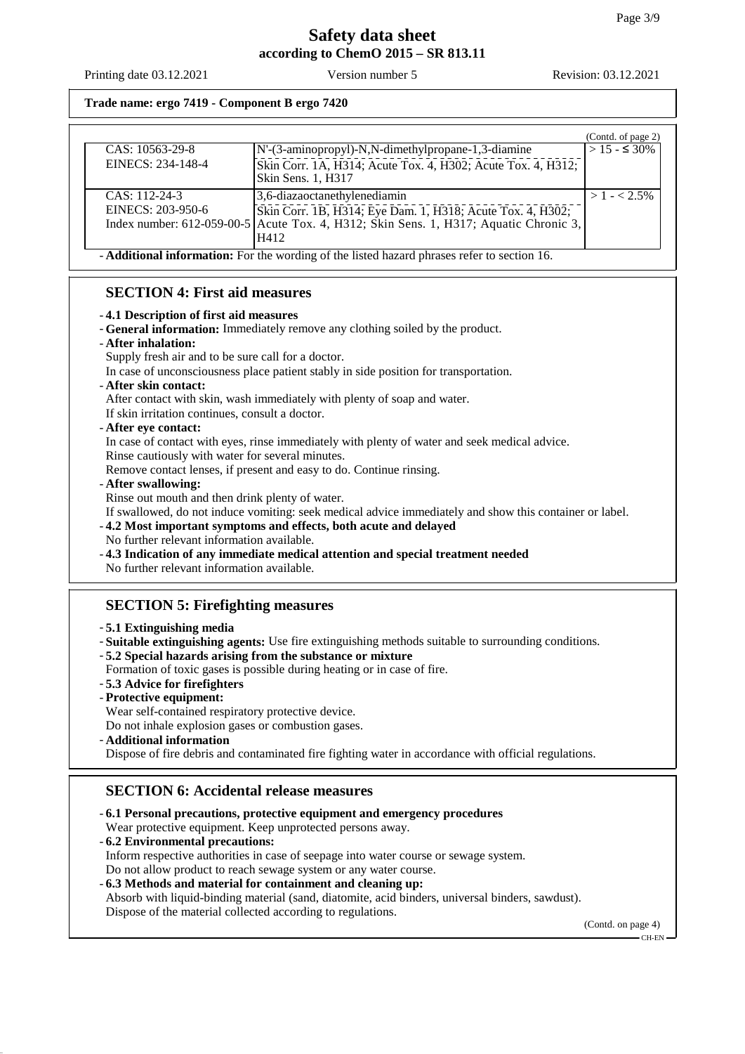**Trade name: ergo 7419 - Component B ergo 7420**

(Contd. of page 2)

| | | |
|---|---|---|
| CAS: 10563-29-8<br>EINECS: 234-148-4 | N'-(3-aminopropyl)-N,N-dimethylpropane-1,3-diamine<br>Skin Corr. 1A, H314; Acute Tox. 4, H302; Acute Tox. 4, H312; Skin Sens. 1, H317 | > 15 - ≤ 30% |
| CAS: 112-24-3<br>EINECS: 203-950-6<br>Index number: 612-059-00-5 | 3,6-diazaoctanethylenediamin<br>Skin Corr. 1B, H314; Eye Dam. 1, H318; Acute Tox. 4, H302; Acute Tox. 4, H312; Skin Sens. 1, H317; Aquatic Chronic 3, H412 | > 1 - < 2.5% |

- **Additional information:** For the wording of the listed hazard phrases refer to section 16.

## SECTION 4: First aid measures

- **4.1 Description of first aid measures**
- **General information:** Immediately remove any clothing soiled by the product.
- **After inhalation:**
  Supply fresh air and to be sure call for a doctor.
  In case of unconsciousness place patient stably in side position for transportation.
- **After skin contact:**
  After contact with skin, wash immediately with plenty of soap and water.
  If skin irritation continues, consult a doctor.
- **After eye contact:**
  In case of contact with eyes, rinse immediately with plenty of water and seek medical advice.
  Rinse cautiously with water for several minutes.
  Remove contact lenses, if present and easy to do. Continue rinsing.
- **After swallowing:**
  Rinse out mouth and then drink plenty of water.
  If swallowed, do not induce vomiting: seek medical advice immediately and show this container or label.
- **4.2 Most important symptoms and effects, both acute and delayed**
  No further relevant information available.
- **4.3 Indication of any immediate medical attention and special treatment needed**
  No further relevant information available.

## SECTION 5: Firefighting measures

- **5.1 Extinguishing media**
- **Suitable extinguishing agents:** Use fire extinguishing methods suitable to surrounding conditions.
- **5.2 Special hazards arising from the substance or mixture**
  Formation of toxic gases is possible during heating or in case of fire.
- **5.3 Advice for firefighters**
- **Protective equipment:**
  Wear self-contained respiratory protective device.
  Do not inhale explosion gases or combustion gases.
- **Additional information**
  Dispose of fire debris and contaminated fire fighting water in accordance with official regulations.

## SECTION 6: Accidental release measures

- **6.1 Personal precautions, protective equipment and emergency procedures**
  Wear protective equipment. Keep unprotected persons away.
- **6.2 Environmental precautions:**
  Inform respective authorities in case of seepage into water course or sewage system.
  Do not allow product to reach sewage system or any water course.
- **6.3 Methods and material for containment and cleaning up:**
  Absorb with liquid-binding material (sand, diatomite, acid binders, universal binders, sawdust).
  Dispose of the material collected according to regulations.

(Contd. on page 4)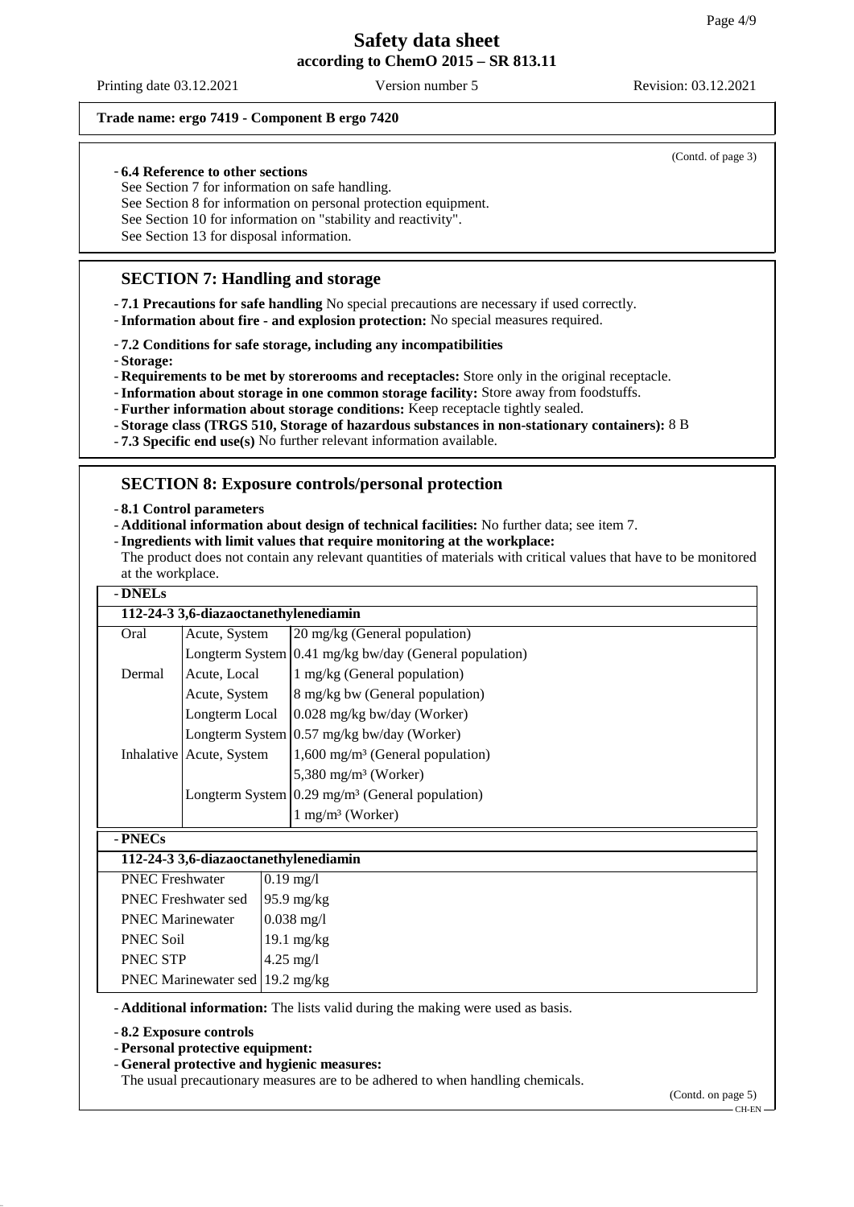**Trade name: ergo 7419 - Component B ergo 7420**

(Contd. of page 3)

- **6.4 Reference to other sections**
  See Section 7 for information on safe handling.
  See Section 8 for information on personal protection equipment.
  See Section 10 for information on "stability and reactivity".
  See Section 13 for disposal information.

## SECTION 7: Handling and storage

- **7.1 Precautions for safe handling** No special precautions are necessary if used correctly.
- **Information about fire - and explosion protection:** No special measures required.

- **7.2 Conditions for safe storage, including any incompatibilities**
- **Storage:**
- **Requirements to be met by storerooms and receptacles:** Store only in the original receptacle.
- **Information about storage in one common storage facility:** Store away from foodstuffs.
- **Further information about storage conditions:** Keep receptacle tightly sealed.
- **Storage class (TRGS 510, Storage of hazardous substances in non-stationary containers):** 8 B
- **7.3 Specific end use(s)** No further relevant information available.

## SECTION 8: Exposure controls/personal protection

- **8.1 Control parameters**
- **Additional information about design of technical facilities:** No further data; see item 7.
- **Ingredients with limit values that require monitoring at the workplace:**
  The product does not contain any relevant quantities of materials with critical values that have to be monitored at the workplace.

- **DNELs**

| 112-24-3 3,6-diazaoctanethylenediamin | | |
|---|---|---|
| Oral | Acute, System | 20 mg/kg (General population) |
| | Longterm System | 0.41 mg/kg bw/day (General population) |
| Dermal | Acute, Local | 1 mg/kg (General population) |
| | Acute, System | 8 mg/kg bw (General population) |
| | Longterm Local | 0.028 mg/kg bw/day (Worker) |
| | Longterm System | 0.57 mg/kg bw/day (Worker) |
| Inhalative | Acute, System | 1,600 mg/m³ (General population) |
| | | 5,380 mg/m³ (Worker) |
| | Longterm System | 0.29 mg/m³ (General population) |
| | | 1 mg/m³ (Worker) |

- **PNECs**

| 112-24-3 3,6-diazaoctanethylenediamin | |
|---|---|
| PNEC Freshwater | 0.19 mg/l |
| PNEC Freshwater sed | 95.9 mg/kg |
| PNEC Marinewater | 0.038 mg/l |
| PNEC Soil | 19.1 mg/kg |
| PNEC STP | 4.25 mg/l |
| PNEC Marinewater sed | 19.2 mg/kg |

- **Additional information:** The lists valid during the making were used as basis.

- **8.2 Exposure controls**
- **Personal protective equipment:**
- **General protective and hygienic measures:**
  The usual precautionary measures are to be adhered to when handling chemicals.

(Contd. on page 5)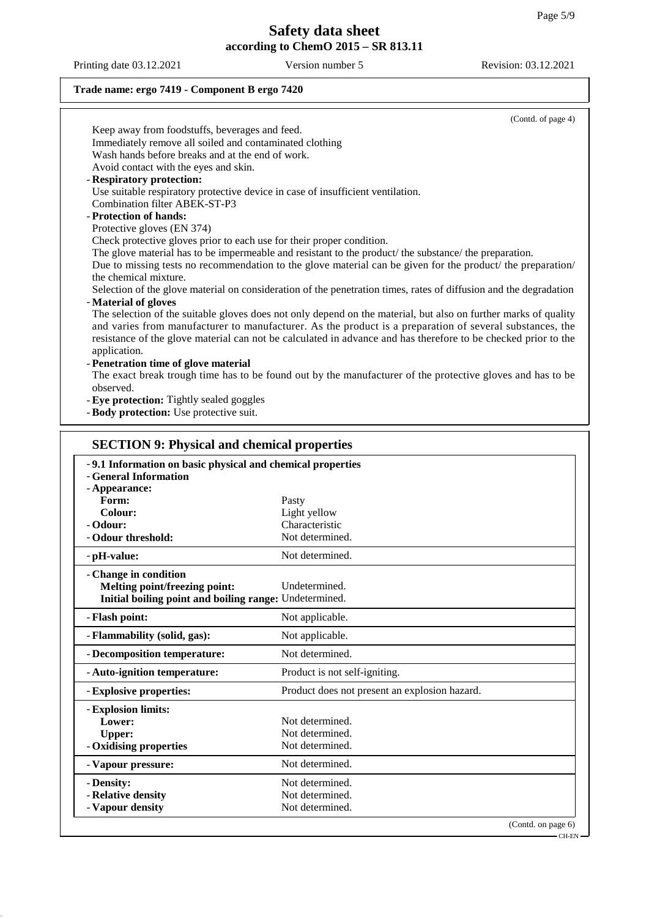**Trade name: ergo 7419 - Component B ergo 7420**

(Contd. of page 4)

Keep away from foodstuffs, beverages and feed.
Immediately remove all soiled and contaminated clothing
Wash hands before breaks and at the end of work.
Avoid contact with the eyes and skin.

- **Respiratory protection:**
  Use suitable respiratory protective device in case of insufficient ventilation.
  Combination filter ABEK-ST-P3
- **Protection of hands:**
  Protective gloves (EN 374)
  Check protective gloves prior to each use for their proper condition.
  The glove material has to be impermeable and resistant to the product/ the substance/ the preparation.
  Due to missing tests no recommendation to the glove material can be given for the product/ the preparation/ the chemical mixture.
  Selection of the glove material on consideration of the penetration times, rates of diffusion and the degradation
- **Material of gloves**
  The selection of the suitable gloves does not only depend on the material, but also on further marks of quality and varies from manufacturer to manufacturer. As the product is a preparation of several substances, the resistance of the glove material can not be calculated in advance and has therefore to be checked prior to the application.
- **Penetration time of glove material**
  The exact break trough time has to be found out by the manufacturer of the protective gloves and has to be observed.
- **Eye protection:** Tightly sealed goggles
- **Body protection:** Use protective suit.

## SECTION 9: Physical and chemical properties

| | |
|---|---|
| - **9.1 Information on basic physical and chemical properties** | |
| - **General Information** | |
| - **Appearance:** | |
| **Form:** | Pasty |
| **Colour:** | Light yellow |
| - **Odour:** | Characteristic |
| - **Odour threshold:** | Not determined. |
| - **pH-value:** | Not determined. |
| - **Change in condition** | |
| **Melting point/freezing point:** | Undetermined. |
| **Initial boiling point and boiling range:** | Undetermined. |
| - **Flash point:** | Not applicable. |
| - **Flammability (solid, gas):** | Not applicable. |
| - **Decomposition temperature:** | Not determined. |
| - **Auto-ignition temperature:** | Product is not self-igniting. |
| - **Explosive properties:** | Product does not present an explosion hazard. |
| - **Explosion limits:** | |
| **Lower:** | Not determined. |
| **Upper:** | Not determined. |
| - **Oxidising properties** | Not determined. |
| - **Vapour pressure:** | Not determined. |
| - **Density:** | Not determined. |
| - **Relative density** | Not determined. |
| - **Vapour density** | Not determined. |

(Contd. on page 6)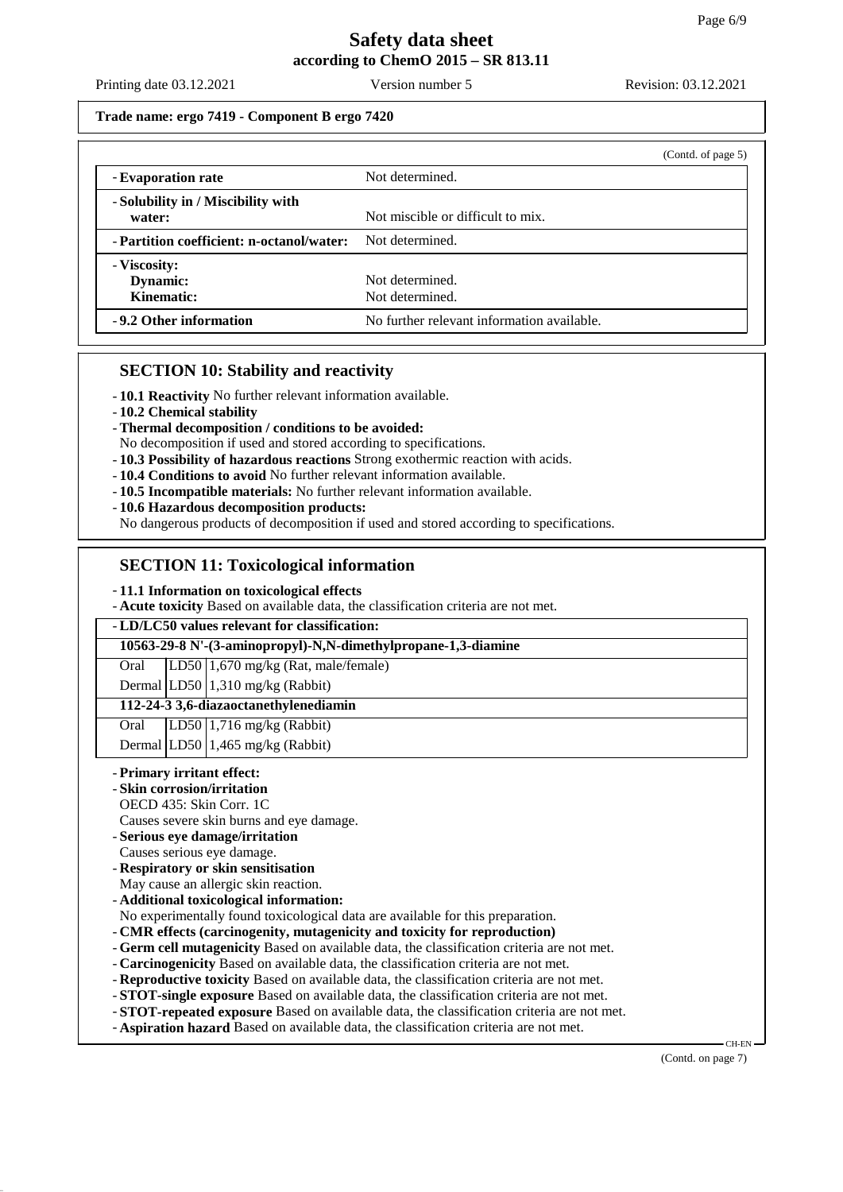**Trade name: ergo 7419 - Component B ergo 7420**

(Contd. of page 5)

| | |
|---|---|
| - **Evaporation rate** | Not determined. |
| - **Solubility in / Miscibility with water:** | Not miscible or difficult to mix. |
| - **Partition coefficient: n-octanol/water:** | Not determined. |
| - **Viscosity:** **Dynamic:** **Kinematic:** | Not determined. Not determined. |
| - **9.2 Other information** | No further relevant information available. |

## SECTION 10: Stability and reactivity

- **10.1 Reactivity** No further relevant information available.
- **10.2 Chemical stability**
- **Thermal decomposition / conditions to be avoided:**
  No decomposition if used and stored according to specifications.
- **10.3 Possibility of hazardous reactions** Strong exothermic reaction with acids.
- **10.4 Conditions to avoid** No further relevant information available.
- **10.5 Incompatible materials:** No further relevant information available.
- **10.6 Hazardous decomposition products:**
  No dangerous products of decomposition if used and stored according to specifications.

## SECTION 11: Toxicological information

- **11.1 Information on toxicological effects**
- **Acute toxicity** Based on available data, the classification criteria are not met.

| - **LD/LC50 values relevant for classification:** | | |
|---|---|---|
| **10563-29-8 N'-(3-aminopropyl)-N,N-dimethylpropane-1,3-diamine** | | |
| Oral | LD50 | 1,670 mg/kg (Rat, male/female) |
| Dermal | LD50 | 1,310 mg/kg (Rabbit) |
| **112-24-3 3,6-diazaoctanethylenediamin** | | |
| Oral | LD50 | 1,716 mg/kg (Rabbit) |
| Dermal | LD50 | 1,465 mg/kg (Rabbit) |

- **Primary irritant effect:**
- **Skin corrosion/irritation**
  OECD 435: Skin Corr. 1C
  Causes severe skin burns and eye damage.
- **Serious eye damage/irritation**
  Causes serious eye damage.
- **Respiratory or skin sensitisation**
  May cause an allergic skin reaction.
- **Additional toxicological information:**
  No experimentally found toxicological data are available for this preparation.
- **CMR effects (carcinogenity, mutagenicity and toxicity for reproduction)**
- **Germ cell mutagenicity** Based on available data, the classification criteria are not met.
- **Carcinogenicity** Based on available data, the classification criteria are not met.
- **Reproductive toxicity** Based on available data, the classification criteria are not met.
- **STOT-single exposure** Based on available data, the classification criteria are not met.
- **STOT-repeated exposure** Based on available data, the classification criteria are not met.
- **Aspiration hazard** Based on available data, the classification criteria are not met.

(Contd. on page 7)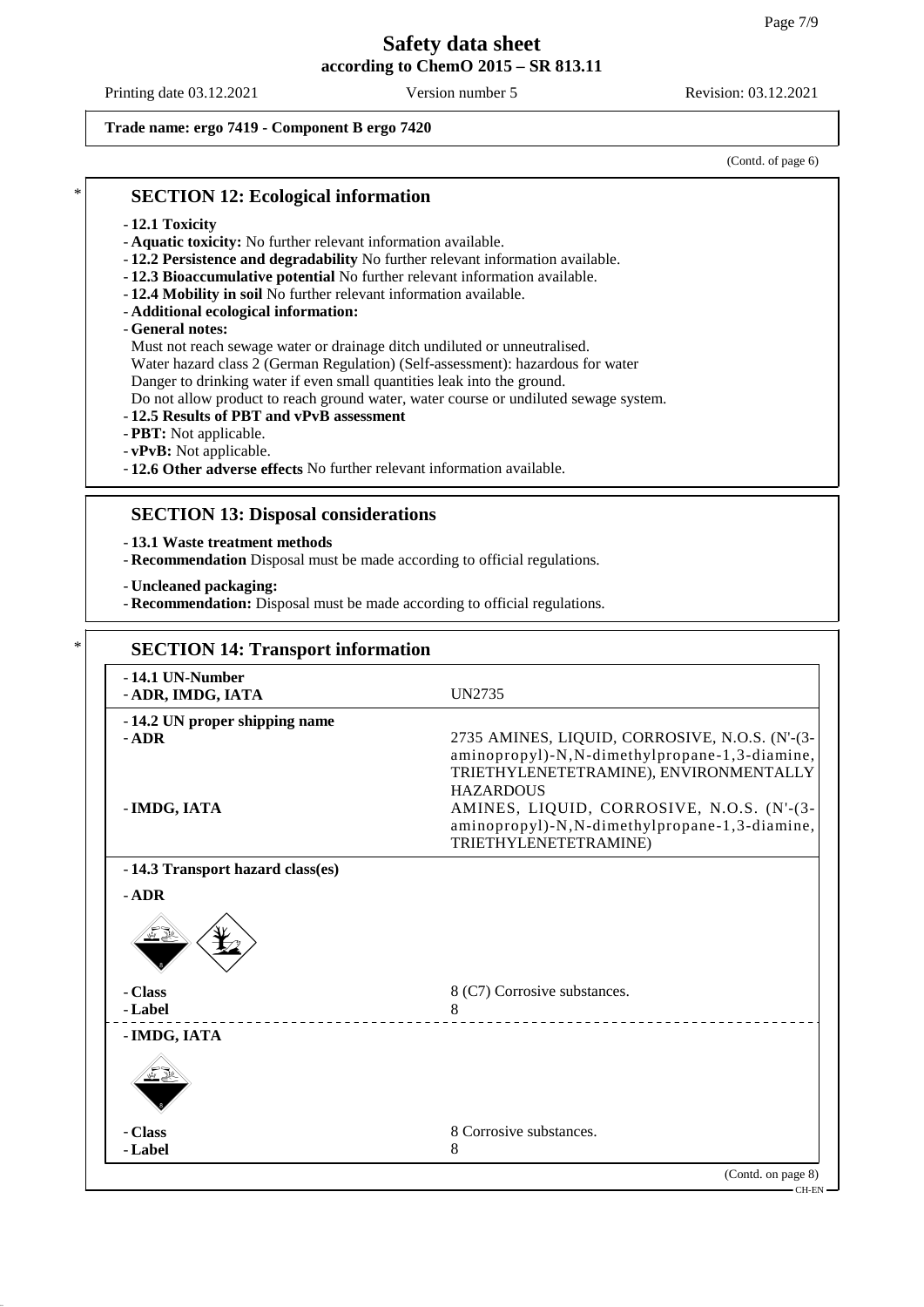**Trade name: ergo 7419 - Component B ergo 7420**

(Contd. of page 6)

## SECTION 12: Ecological information

- **12.1 Toxicity**
- **Aquatic toxicity:** No further relevant information available.
- **12.2 Persistence and degradability** No further relevant information available.
- **12.3 Bioaccumulative potential** No further relevant information available.
- **12.4 Mobility in soil** No further relevant information available.
- **Additional ecological information:**
- **General notes:**

  Must not reach sewage water or drainage ditch undiluted or unneutralised.
  Water hazard class 2 (German Regulation) (Self-assessment): hazardous for water
  Danger to drinking water if even small quantities leak into the ground.
  Do not allow product to reach ground water, water course or undiluted sewage system.
- **12.5 Results of PBT and vPvB assessment**
- **PBT:** Not applicable.
- **vPvB:** Not applicable.
- **12.6 Other adverse effects** No further relevant information available.

## SECTION 13: Disposal considerations

- **13.1 Waste treatment methods**
- **Recommendation** Disposal must be made according to official regulations.

- **Uncleaned packaging:**
- **Recommendation:** Disposal must be made according to official regulations.

## SECTION 14: Transport information

| | |
|---|---|
| **- 14.1 UN-Number** | |
| **- ADR, IMDG, IATA** | UN2735 |
| **- 14.2 UN proper shipping name** | |
| **- ADR** | 2735 AMINES, LIQUID, CORROSIVE, N.O.S. (N'-(3-aminopropyl)-N,N-dimethylpropane-1,3-diamine, TRIETHYLENETETRAMINE), ENVIRONMENTALLY HAZARDOUS |
| **- IMDG, IATA** | AMINES, LIQUID, CORROSIVE, N.O.S. (N'-(3-aminopropyl)-N,N-dimethylpropane-1,3-diamine, TRIETHYLENETETRAMINE) |
| **- 14.3 Transport hazard class(es)** | |
| **- ADR** | |
| **- Class** | 8 (C7) Corrosive substances. |
| **- Label** | 8 |
| **- IMDG, IATA** | |
| **- Class** | 8 Corrosive substances. |
| **- Label** | 8 |

(Contd. on page 8)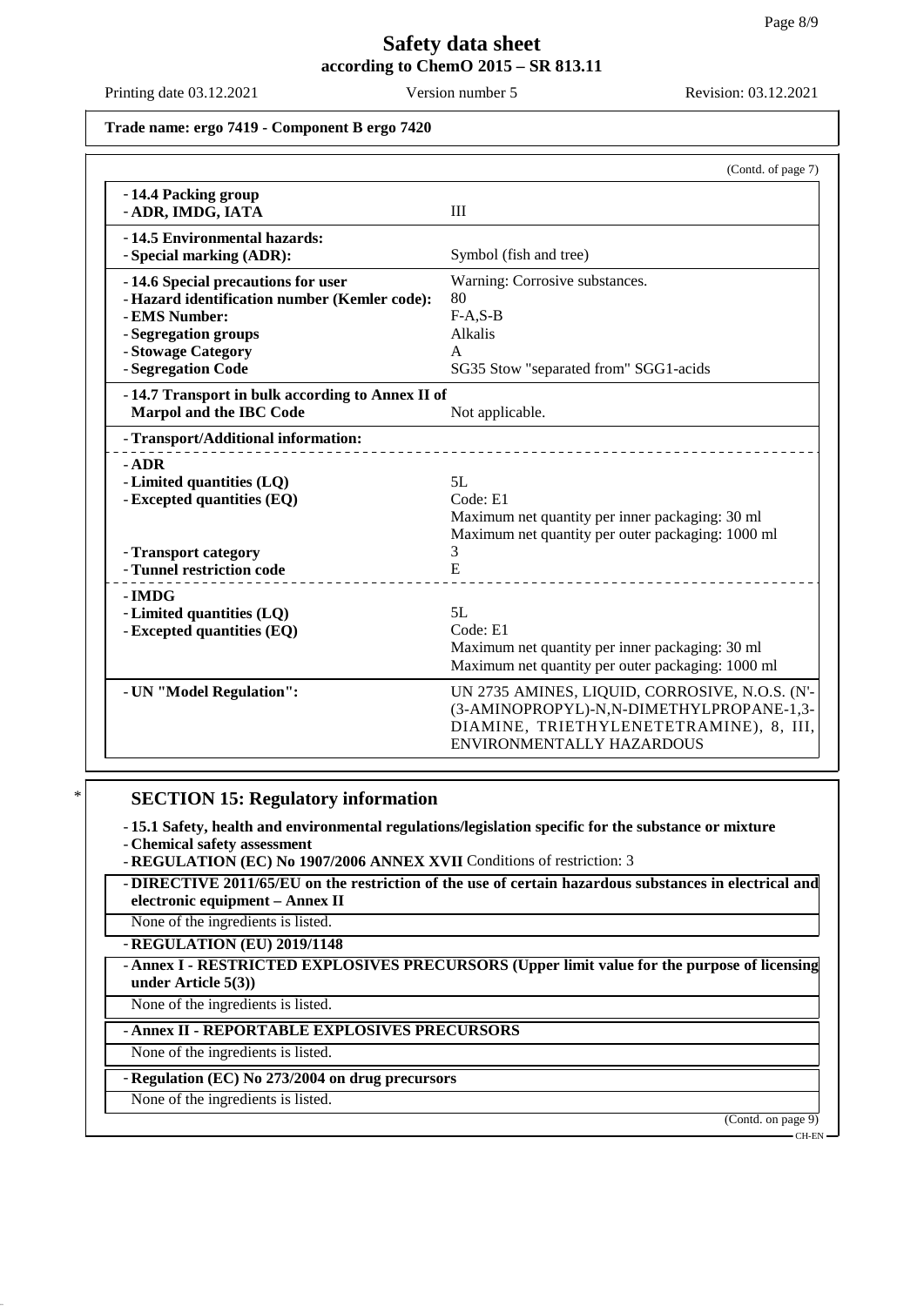**Trade name: ergo 7419 - Component B ergo 7420**

(Contd. of page 7)

| | |
|---|---|
| **- 14.4 Packing group** | |
| **- ADR, IMDG, IATA** | III |
| **- 14.5 Environmental hazards:** | |
| **- Special marking (ADR):** | Symbol (fish and tree) |
| **- 14.6 Special precautions for user** | Warning: Corrosive substances. |
| **- Hazard identification number (Kemler code):** | 80 |
| **- EMS Number:** | F-A,S-B |
| **- Segregation groups** | Alkalis |
| **- Stowage Category** | A |
| **- Segregation Code** | SG35 Stow "separated from" SGG1-acids |
| **- 14.7 Transport in bulk according to Annex II of Marpol and the IBC Code** | Not applicable. |
| **- Transport/Additional information:** | |
| **- ADR** | |
| **- Limited quantities (LQ)** | 5L |
| **- Excepted quantities (EQ)** | Code: E1<br>Maximum net quantity per inner packaging: 30 ml<br>Maximum net quantity per outer packaging: 1000 ml |
| **- Transport category** | 3 |
| **- Tunnel restriction code** | E |
| **- IMDG** | |
| **- Limited quantities (LQ)** | 5L |
| **- Excepted quantities (EQ)** | Code: E1<br>Maximum net quantity per inner packaging: 30 ml<br>Maximum net quantity per outer packaging: 1000 ml |
| **- UN "Model Regulation":** | UN 2735 AMINES, LIQUID, CORROSIVE, N.O.S. (N'-(3-AMINOPROPYL)-N,N-DIMETHYLPROPANE-1,3-DIAMINE, TRIETHYLENETETRAMINE), 8, III, ENVIRONMENTALLY HAZARDOUS |

## * SECTION 15: Regulatory information

- **15.1 Safety, health and environmental regulations/legislation specific for the substance or mixture**
- **Chemical safety assessment**
- **REGULATION (EC) No 1907/2006 ANNEX XVII** Conditions of restriction: 3

- **DIRECTIVE 2011/65/EU on the restriction of the use of certain hazardous substances in electrical and electronic equipment – Annex II**

None of the ingredients is listed.

- **REGULATION (EU) 2019/1148**

- **Annex I - RESTRICTED EXPLOSIVES PRECURSORS (Upper limit value for the purpose of licensing under Article 5(3))**

None of the ingredients is listed.

- **Annex II - REPORTABLE EXPLOSIVES PRECURSORS**

None of the ingredients is listed.

- **Regulation (EC) No 273/2004 on drug precursors**

None of the ingredients is listed.

(Contd. on page 9)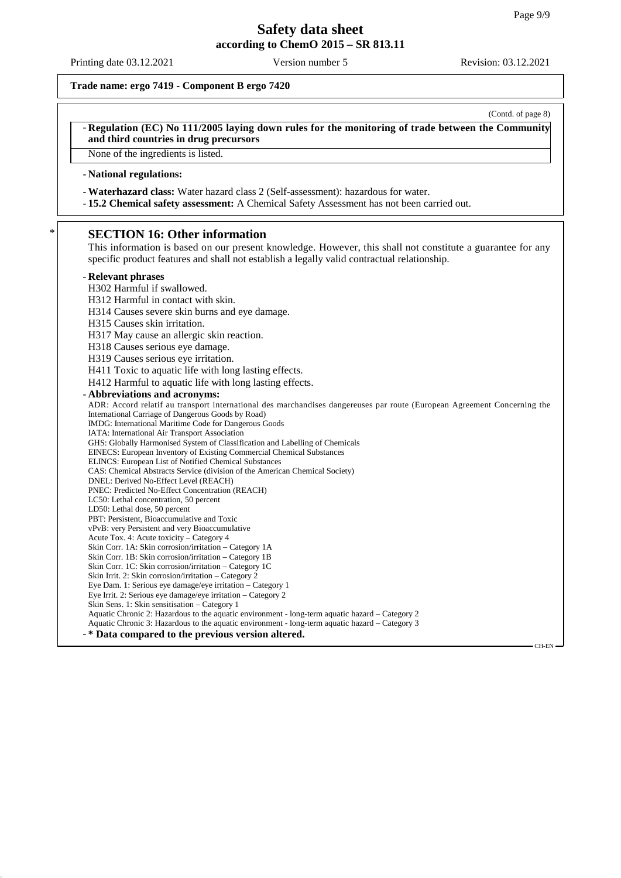(Contd. of page 8)

- **Regulation (EC) No 111/2005 laying down rules for the monitoring of trade between the Community and third countries in drug precursors**

None of the ingredients is listed.

- **National regulations:**
- **Waterhazard class:** Water hazard class 2 (Self-assessment): hazardous for water.
- **15.2 Chemical safety assessment:** A Chemical Safety Assessment has not been carried out.

\* 

## SECTION 16: Other information

This information is based on our present knowledge. However, this shall not constitute a guarantee for any specific product features and shall not establish a legally valid contractual relationship.

- **Relevant phrases**

H302 Harmful if swallowed.
H312 Harmful in contact with skin.
H314 Causes severe skin burns and eye damage.
H315 Causes skin irritation.
H317 May cause an allergic skin reaction.
H318 Causes serious eye damage.
H319 Causes serious eye irritation.
H411 Toxic to aquatic life with long lasting effects.
H412 Harmful to aquatic life with long lasting effects.

- **Abbreviations and acronyms:**

ADR: Accord relatif au transport international des marchandises dangereuses par route (European Agreement Concerning the International Carriage of Dangerous Goods by Road)
IMDG: International Maritime Code for Dangerous Goods
IATA: International Air Transport Association
GHS: Globally Harmonised System of Classification and Labelling of Chemicals
EINECS: European Inventory of Existing Commercial Chemical Substances
ELINCS: European List of Notified Chemical Substances
CAS: Chemical Abstracts Service (division of the American Chemical Society)
DNEL: Derived No-Effect Level (REACH)
PNEC: Predicted No-Effect Concentration (REACH)
LC50: Lethal concentration, 50 percent
LD50: Lethal dose, 50 percent
PBT: Persistent, Bioaccumulative and Toxic
vPvB: very Persistent and very Bioaccumulative
Acute Tox. 4: Acute toxicity – Category 4
Skin Corr. 1A: Skin corrosion/irritation – Category 1A
Skin Corr. 1B: Skin corrosion/irritation – Category 1B
Skin Corr. 1C: Skin corrosion/irritation – Category 1C
Skin Irrit. 2: Skin corrosion/irritation – Category 2
Eye Dam. 1: Serious eye damage/eye irritation – Category 1
Eye Irrit. 2: Serious eye damage/eye irritation – Category 2
Skin Sens. 1: Skin sensitisation – Category 1
Aquatic Chronic 2: Hazardous to the aquatic environment - long-term aquatic hazard – Category 2
Aquatic Chronic 3: Hazardous to the aquatic environment - long-term aquatic hazard – Category 3

- **\* Data compared to the previous version altered.**